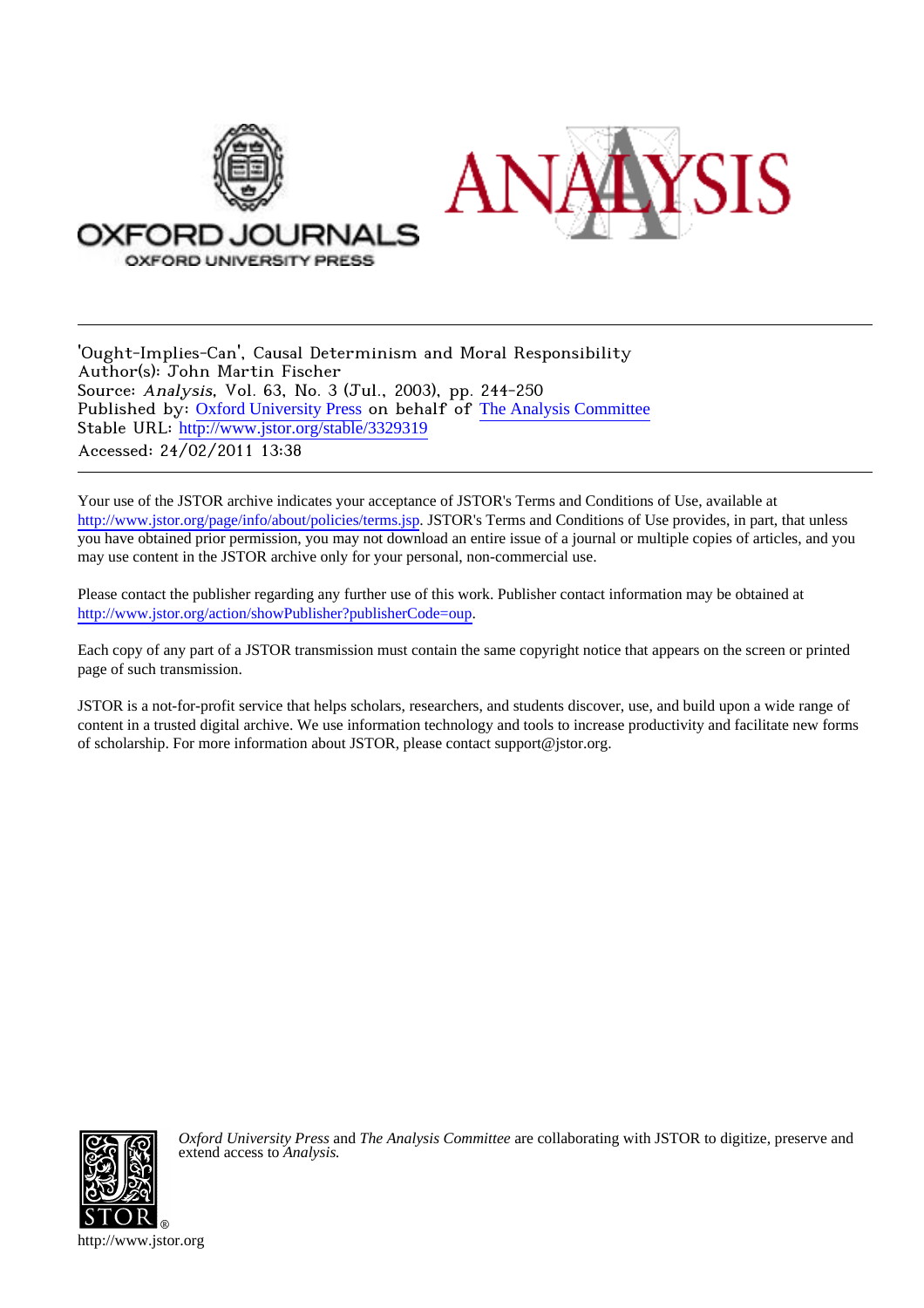'Ought-Implies-Can', Causal Determinism and Moral Responsibility
Author(s): John Martin Fischer
Source: *Analysis*, Vol. 63, No. 3 (Jul., 2003), pp. 244-250
Published by: Oxford University Press on behalf of The Analysis Committee
Stable URL: http://www.jstor.org/stable/3329319
Accessed: 24/02/2011 13:38

Your use of the JSTOR archive indicates your acceptance of JSTOR's Terms and Conditions of Use, available at http://www.jstor.org/page/info/about/policies/terms.jsp. JSTOR's Terms and Conditions of Use provides, in part, that unless you have obtained prior permission, you may not download an entire issue of a journal or multiple copies of articles, and you may use content in the JSTOR archive only for your personal, non-commercial use.

Please contact the publisher regarding any further use of this work. Publisher contact information may be obtained at http://www.jstor.org/action/showPublisher?publisherCode=oup.

Each copy of any part of a JSTOR transmission must contain the same copyright notice that appears on the screen or printed page of such transmission.

JSTOR is a not-for-profit service that helps scholars, researchers, and students discover, use, and build upon a wide range of content in a trusted digital archive. We use information technology and tools to increase productivity and facilitate new forms of scholarship. For more information about JSTOR, please contact support@jstor.org.

*Oxford University Press* and *The Analysis Committee* are collaborating with JSTOR to digitize, preserve and extend access to *Analysis.*

http://www.jstor.org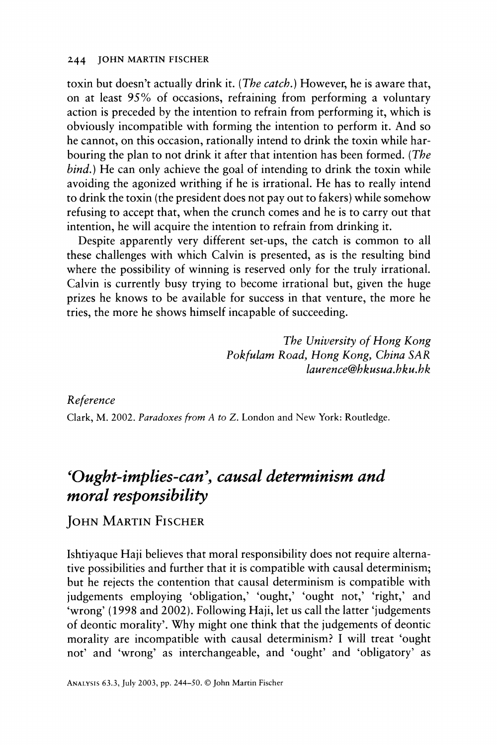toxin but doesn't actually drink it. (*The catch*.) However, he is aware that, on at least 95% of occasions, refraining from performing a voluntary action is preceded by the intention to refrain from performing it, which is obviously incompatible with forming the intention to perform it. And so he cannot, on this occasion, rationally intend to drink the toxin while harbouring the plan to not drink it after that intention has been formed. (*The bind*.) He can only achieve the goal of intending to drink the toxin while avoiding the agonized writhing if he is irrational. He has to really intend to drink the toxin (the president does not pay out to fakers) while somehow refusing to accept that, when the crunch comes and he is to carry out that intention, he will acquire the intention to refrain from drinking it.

Despite apparently very different set-ups, the catch is common to all these challenges with which Calvin is presented, as is the resulting bind where the possibility of winning is reserved only for the truly irrational. Calvin is currently busy trying to become irrational but, given the huge prizes he knows to be available for success in that venture, the more he tries, the more he shows himself incapable of succeeding.

*The University of Hong Kong*
*Pokfulam Road, Hong Kong, China SAR*
*laurence@hkusua.hku.hk*

*Reference*

Clark, M. 2002. *Paradoxes from A to Z*. London and New York: Routledge.

# *'Ought-implies-can', causal determinism and moral responsibility*

JOHN MARTIN FISCHER

Ishtiyaque Haji believes that moral responsibility does not require alternative possibilities and further that it is compatible with causal determinism; but he rejects the contention that causal determinism is compatible with judgements employing 'obligation,' 'ought,' 'ought not,' 'right,' and 'wrong' (1998 and 2002). Following Haji, let us call the latter 'judgements of deontic morality'. Why might one think that the judgements of deontic morality are incompatible with causal determinism? I will treat 'ought not' and 'wrong' as interchangeable, and 'ought' and 'obligatory' as

ANALYSIS 63.3, July 2003, pp. 244–50. © John Martin Fischer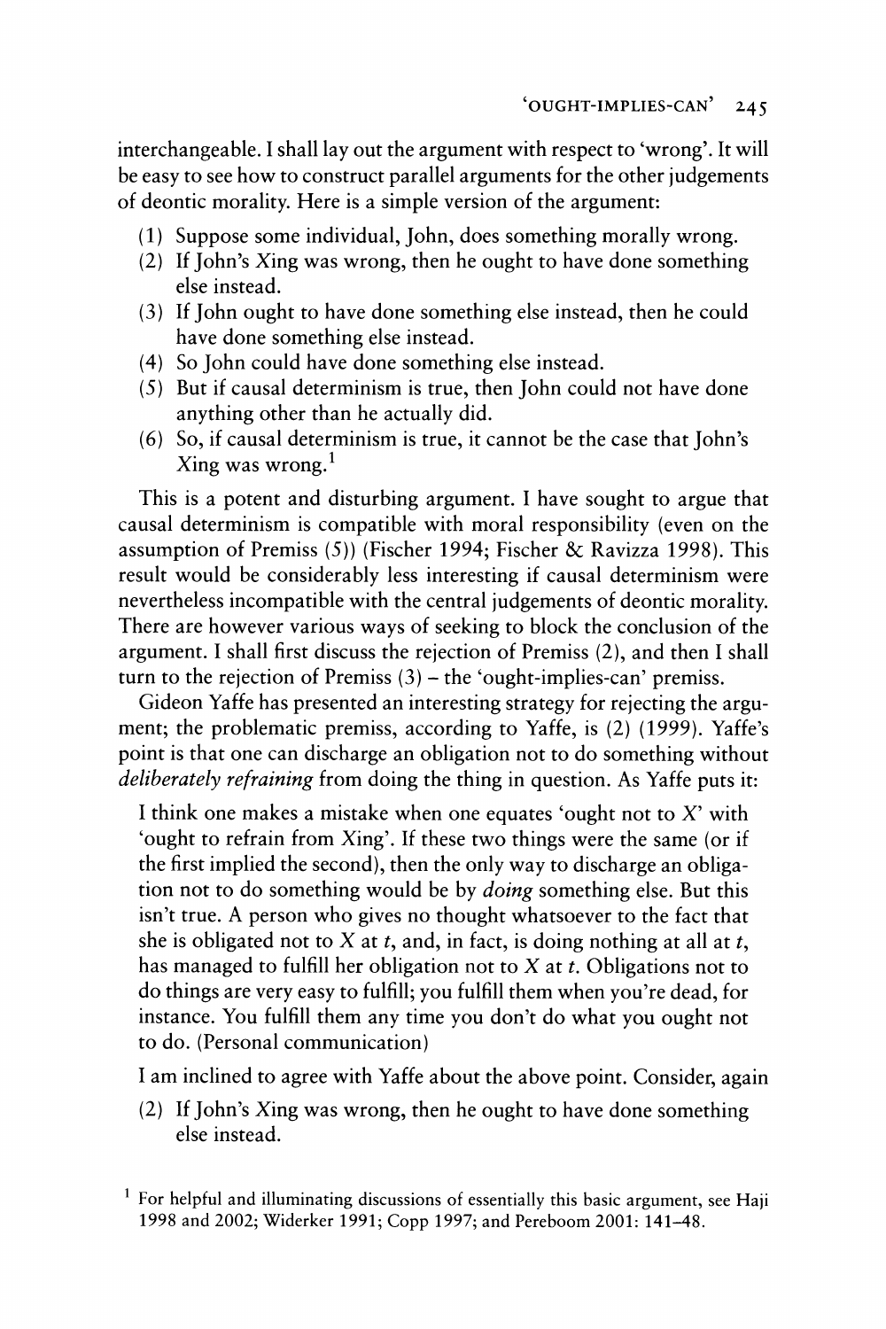interchangeable. I shall lay out the argument with respect to 'wrong'. It will be easy to see how to construct parallel arguments for the other judgements of deontic morality. Here is a simple version of the argument:

(1) Suppose some individual, John, does something morally wrong.
(2) If John's *X*ing was wrong, then he ought to have done something else instead.
(3) If John ought to have done something else instead, then he could have done something else instead.
(4) So John could have done something else instead.
(5) But if causal determinism is true, then John could not have done anything other than he actually did.
(6) So, if causal determinism is true, it cannot be the case that John's *X*ing was wrong.[1]

This is a potent and disturbing argument. I have sought to argue that causal determinism is compatible with moral responsibility (even on the assumption of Premiss (5)) (Fischer 1994; Fischer & Ravizza 1998). This result would be considerably less interesting if causal determinism were nevertheless incompatible with the central judgements of deontic morality. There are however various ways of seeking to block the conclusion of the argument. I shall first discuss the rejection of Premiss (2), and then I shall turn to the rejection of Premiss (3) – the 'ought-implies-can' premiss.

Gideon Yaffe has presented an interesting strategy for rejecting the argument; the problematic premiss, according to Yaffe, is (2) (1999). Yaffe's point is that one can discharge an obligation not to do something without *deliberately refraining* from doing the thing in question. As Yaffe puts it:

> I think one makes a mistake when one equates 'ought not to *X*' with 'ought to refrain from *X*ing'. If these two things were the same (or if the first implied the second), then the only way to discharge an obligation not to do something would be by *doing* something else. But this isn't true. A person who gives no thought whatsoever to the fact that she is obligated not to *X* at *t*, and, in fact, is doing nothing at all at *t*, has managed to fulfill her obligation not to *X* at *t*. Obligations not to do things are very easy to fulfill; you fulfill them when you're dead, for instance. You fulfill them any time you don't do what you ought not to do. (Personal communication)

I am inclined to agree with Yaffe about the above point. Consider, again

(2) If John's *X*ing was wrong, then he ought to have done something else instead.

[1] For helpful and illuminating discussions of essentially this basic argument, see Haji 1998 and 2002; Widerker 1991; Copp 1997; and Pereboom 2001: 141–48.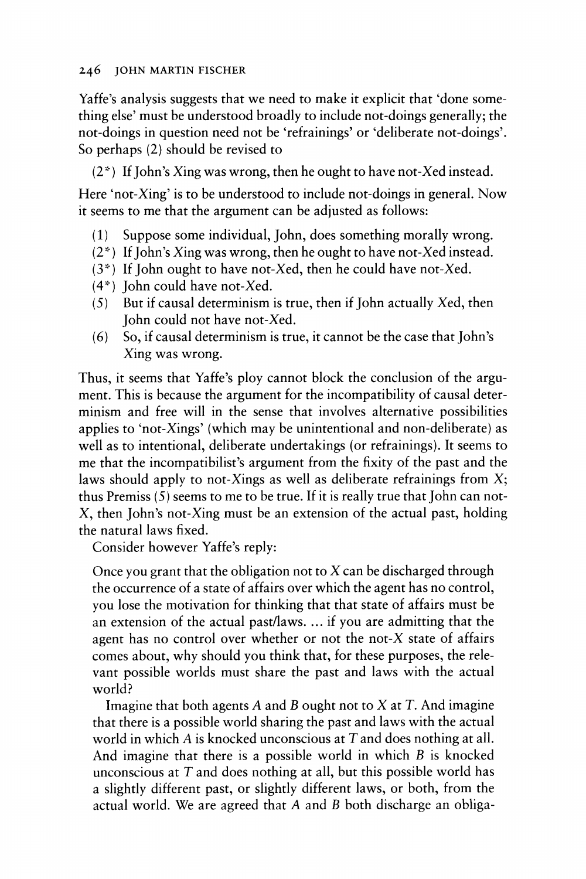Yaffe's analysis suggests that we need to make it explicit that 'done something else' must be understood broadly to include not-doings generally; the not-doings in question need not be 'refrainings' or 'deliberate not-doings'. So perhaps (2) should be revised to

(2*) If John's *X*ing was wrong, then he ought to have not-*X*ed instead.

Here 'not-*X*ing' is to be understood to include not-doings in general. Now it seems to me that the argument can be adjusted as follows:

(1) Suppose some individual, John, does something morally wrong.
(2*) If John's *X*ing was wrong, then he ought to have not-*X*ed instead.
(3*) If John ought to have not-*X*ed, then he could have not-*X*ed.
(4*) John could have not-*X*ed.
(5) But if causal determinism is true, then if John actually *X*ed, then John could not have not-*X*ed.
(6) So, if causal determinism is true, it cannot be the case that John's *X*ing was wrong.

Thus, it seems that Yaffe's ploy cannot block the conclusion of the argument. This is because the argument for the incompatibility of causal determinism and free will in the sense that involves alternative possibilities applies to 'not-*X*ings' (which may be unintentional and non-deliberate) as well as to intentional, deliberate undertakings (or refrainings). It seems to me that the incompatibilist's argument from the fixity of the past and the laws should apply to not-*X*ings as well as deliberate refrainings from *X*; thus Premiss (5) seems to me to be true. If it is really true that John can not-*X*, then John's not-*X*ing must be an extension of the actual past, holding the natural laws fixed.

Consider however Yaffe's reply:

> Once you grant that the obligation not to *X* can be discharged through the occurrence of a state of affairs over which the agent has no control, you lose the motivation for thinking that that state of affairs must be an extension of the actual past/laws. ... if you are admitting that the agent has no control over whether or not the not-*X* state of affairs comes about, why should you think that, for these purposes, the relevant possible worlds must share the past and laws with the actual world?
>
> Imagine that both agents *A* and *B* ought not to *X* at *T*. And imagine that there is a possible world sharing the past and laws with the actual world in which *A* is knocked unconscious at *T* and does nothing at all. And imagine that there is a possible world in which *B* is knocked unconscious at *T* and does nothing at all, but this possible world has a slightly different past, or slightly different laws, or both, from the actual world. We are agreed that *A* and *B* both discharge an obliga-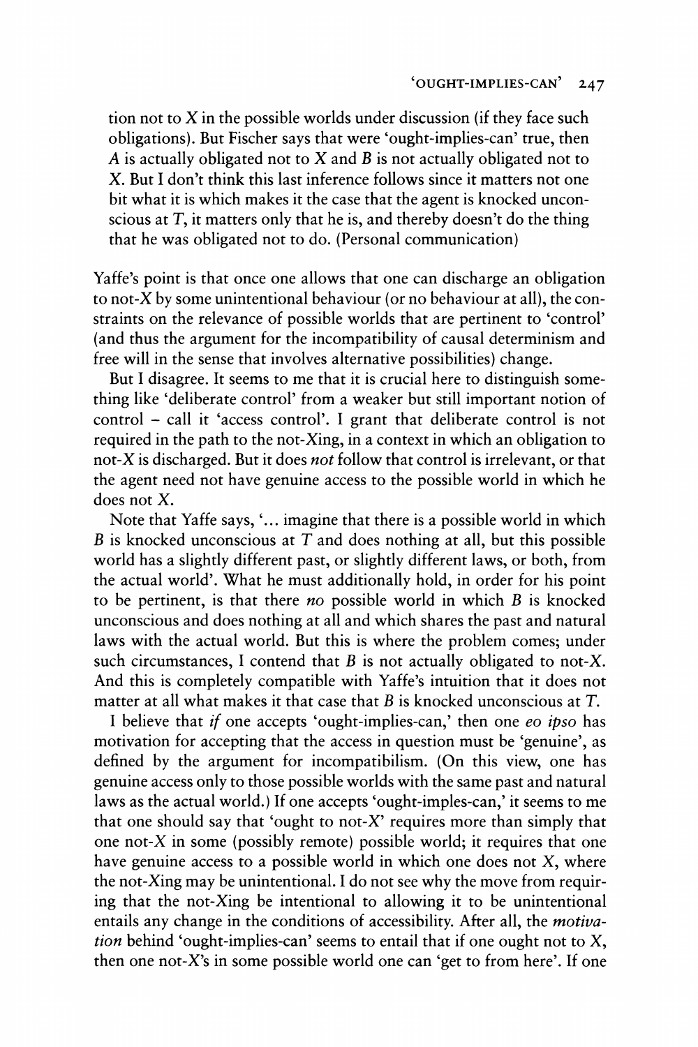tion not to X in the possible worlds under discussion (if they face such obligations). But Fischer says that were 'ought-implies-can' true, then A is actually obligated not to X and B is not actually obligated not to X. But I don't think this last inference follows since it matters not one bit what it is which makes it the case that the agent is knocked unconscious at T, it matters only that he is, and thereby doesn't do the thing that he was obligated not to do. (Personal communication)

Yaffe's point is that once one allows that one can discharge an obligation to not-X by some unintentional behaviour (or no behaviour at all), the constraints on the relevance of possible worlds that are pertinent to 'control' (and thus the argument for the incompatibility of causal determinism and free will in the sense that involves alternative possibilities) change.

But I disagree. It seems to me that it is crucial here to distinguish something like 'deliberate control' from a weaker but still important notion of control – call it 'access control'. I grant that deliberate control is not required in the path to the not-Xing, in a context in which an obligation to not-X is discharged. But it does *not* follow that control is irrelevant, or that the agent need not have genuine access to the possible world in which he does not X.

Note that Yaffe says, '... imagine that there is a possible world in which B is knocked unconscious at T and does nothing at all, but this possible world has a slightly different past, or slightly different laws, or both, from the actual world'. What he must additionally hold, in order for his point to be pertinent, is that there *no* possible world in which B is knocked unconscious and does nothing at all and which shares the past and natural laws with the actual world. But this is where the problem comes; under such circumstances, I contend that B is not actually obligated to not-X. And this is completely compatible with Yaffe's intuition that it does not matter at all what makes it that case that B is knocked unconscious at T.

I believe that *if* one accepts 'ought-implies-can,' then one *eo ipso* has motivation for accepting that the access in question must be 'genuine', as defined by the argument for incompatibilism. (On this view, one has genuine access only to those possible worlds with the same past and natural laws as the actual world.) If one accepts 'ought-imples-can,' it seems to me that one should say that 'ought to not-X' requires more than simply that one not-X in some (possibly remote) possible world; it requires that one have genuine access to a possible world in which one does not X, where the not-Xing may be unintentional. I do not see why the move from requiring that the not-Xing be intentional to allowing it to be unintentional entails any change in the conditions of accessibility. After all, the *motivation* behind 'ought-implies-can' seems to entail that if one ought not to X, then one not-X's in some possible world one can 'get to from here'. If one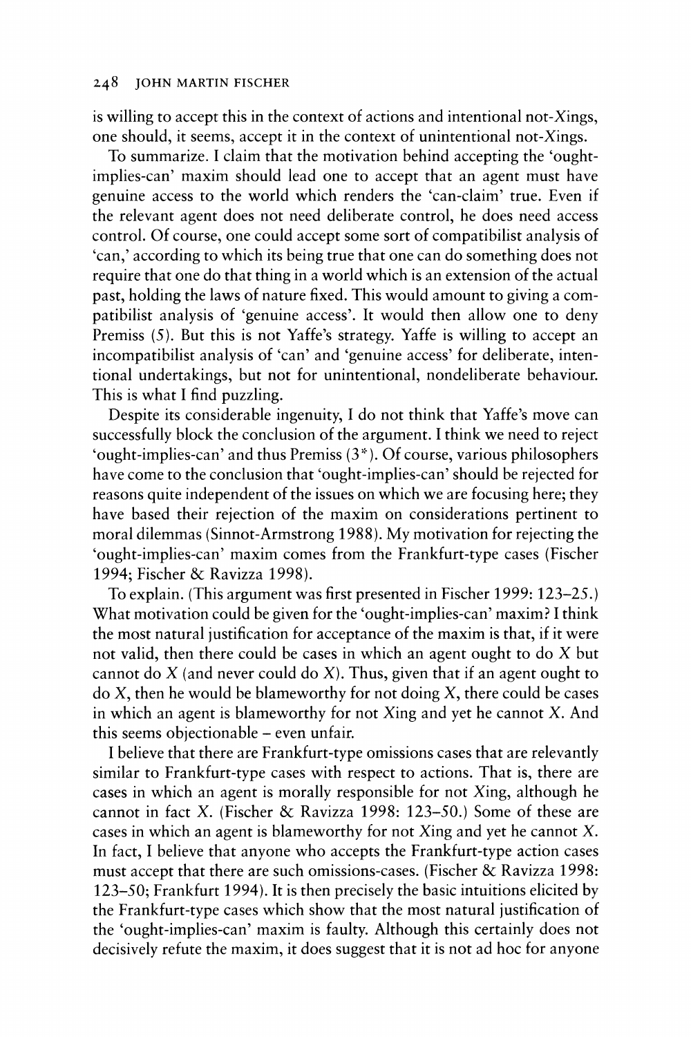is willing to accept this in the context of actions and intentional not-Xings, one should, it seems, accept it in the context of unintentional not-Xings.

To summarize. I claim that the motivation behind accepting the 'ought-implies-can' maxim should lead one to accept that an agent must have genuine access to the world which renders the 'can-claim' true. Even if the relevant agent does not need deliberate control, he does need access control. Of course, one could accept some sort of compatibilist analysis of 'can,' according to which its being true that one can do something does not require that one do that thing in a world which is an extension of the actual past, holding the laws of nature fixed. This would amount to giving a compatibilist analysis of 'genuine access'. It would then allow one to deny Premiss (5). But this is not Yaffe's strategy. Yaffe is willing to accept an incompatibilist analysis of 'can' and 'genuine access' for deliberate, intentional undertakings, but not for unintentional, nondeliberate behaviour. This is what I find puzzling.

Despite its considerable ingenuity, I do not think that Yaffe's move can successfully block the conclusion of the argument. I think we need to reject 'ought-implies-can' and thus Premiss (3*). Of course, various philosophers have come to the conclusion that 'ought-implies-can' should be rejected for reasons quite independent of the issues on which we are focusing here; they have based their rejection of the maxim on considerations pertinent to moral dilemmas (Sinnot-Armstrong 1988). My motivation for rejecting the 'ought-implies-can' maxim comes from the Frankfurt-type cases (Fischer 1994; Fischer & Ravizza 1998).

To explain. (This argument was first presented in Fischer 1999: 123–25.) What motivation could be given for the 'ought-implies-can' maxim? I think the most natural justification for acceptance of the maxim is that, if it were not valid, then there could be cases in which an agent ought to do $X$ but cannot do $X$ (and never could do $X$). Thus, given that if an agent ought to do $X$, then he would be blameworthy for not doing $X$, there could be cases in which an agent is blameworthy for not Xing and yet he cannot $X$. And this seems objectionable – even unfair.

I believe that there are Frankfurt-type omissions cases that are relevantly similar to Frankfurt-type cases with respect to actions. That is, there are cases in which an agent is morally responsible for not Xing, although he cannot in fact $X$. (Fischer & Ravizza 1998: 123–50.) Some of these are cases in which an agent is blameworthy for not Xing and yet he cannot $X$. In fact, I believe that anyone who accepts the Frankfurt-type action cases must accept that there are such omissions-cases. (Fischer & Ravizza 1998: 123–50; Frankfurt 1994). It is then precisely the basic intuitions elicited by the Frankfurt-type cases which show that the most natural justification of the 'ought-implies-can' maxim is faulty. Although this certainly does not decisively refute the maxim, it does suggest that it is not ad hoc for anyone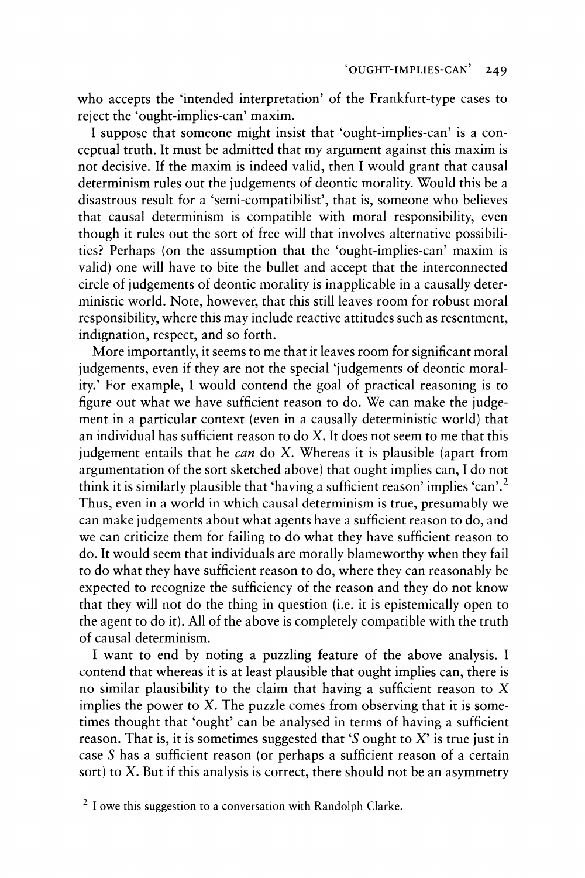who accepts the 'intended interpretation' of the Frankfurt-type cases to reject the 'ought-implies-can' maxim.

I suppose that someone might insist that 'ought-implies-can' is a conceptual truth. It must be admitted that my argument against this maxim is not decisive. If the maxim is indeed valid, then I would grant that causal determinism rules out the judgements of deontic morality. Would this be a disastrous result for a 'semi-compatibilist', that is, someone who believes that causal determinism is compatible with moral responsibility, even though it rules out the sort of free will that involves alternative possibilities? Perhaps (on the assumption that the 'ought-implies-can' maxim is valid) one will have to bite the bullet and accept that the interconnected circle of judgements of deontic morality is inapplicable in a causally deterministic world. Note, however, that this still leaves room for robust moral responsibility, where this may include reactive attitudes such as resentment, indignation, respect, and so forth.

More importantly, it seems to me that it leaves room for significant moral judgements, even if they are not the special 'judgements of deontic morality.' For example, I would contend the goal of practical reasoning is to figure out what we have sufficient reason to do. We can make the judgement in a particular context (even in a causally deterministic world) that an individual has sufficient reason to do X. It does not seem to me that this judgement entails that he *can* do X. Whereas it is plausible (apart from argumentation of the sort sketched above) that ought implies can, I do not think it is similarly plausible that 'having a sufficient reason' implies 'can'.[2] Thus, even in a world in which causal determinism is true, presumably we can make judgements about what agents have a sufficient reason to do, and we can criticize them for failing to do what they have sufficient reason to do. It would seem that individuals are morally blameworthy when they fail to do what they have sufficient reason to do, where they can reasonably be expected to recognize the sufficiency of the reason and they do not know that they will not do the thing in question (i.e. it is epistemically open to the agent to do it). All of the above is completely compatible with the truth of causal determinism.

I want to end by noting a puzzling feature of the above analysis. I contend that whereas it is at least plausible that ought implies can, there is no similar plausibility to the claim that having a sufficient reason to X implies the power to X. The puzzle comes from observing that it is sometimes thought that 'ought' can be analysed in terms of having a sufficient reason. That is, it is sometimes suggested that '*S* ought to *X*' is true just in case *S* has a sufficient reason (or perhaps a sufficient reason of a certain sort) to X. But if this analysis is correct, there should not be an asymmetry

[2] I owe this suggestion to a conversation with Randolph Clarke.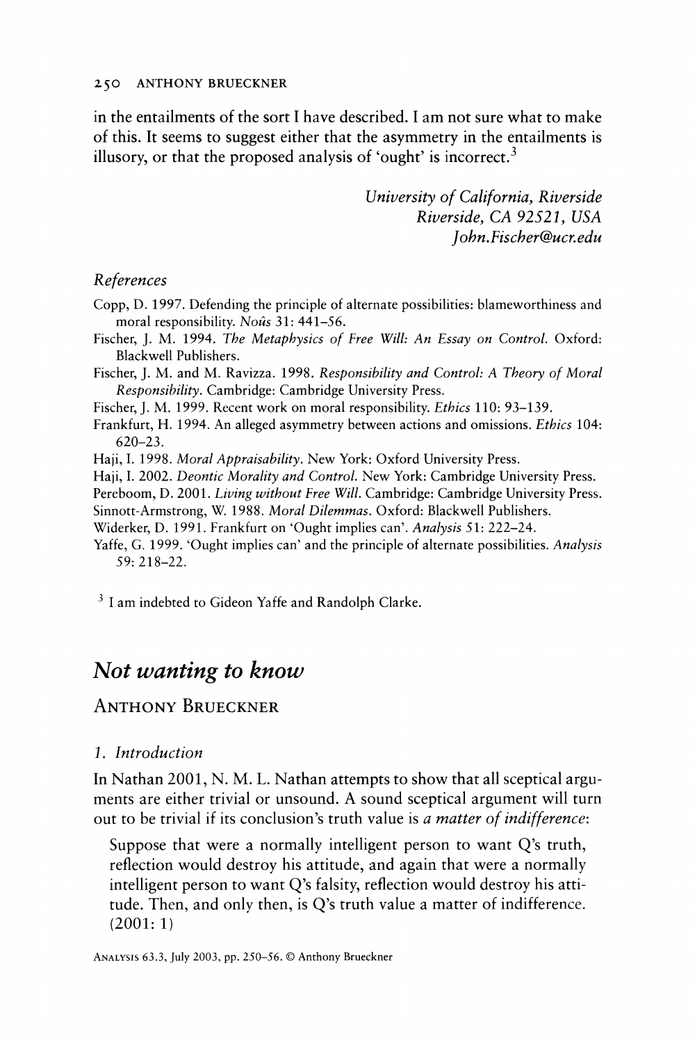in the entailments of the sort I have described. I am not sure what to make of this. It seems to suggest either that the asymmetry in the entailments is illusory, or that the proposed analysis of 'ought' is incorrect.[3]

*University of California, Riverside*
*Riverside, CA 92521, USA*
*John.Fischer@ucr.edu*

### *References*

Copp, D. 1997. Defending the principle of alternate possibilities: blameworthiness and moral responsibility. *Noûs* 31: 441–56.

Fischer, J. M. 1994. *The Metaphysics of Free Will: An Essay on Control.* Oxford: Blackwell Publishers.

Fischer, J. M. and M. Ravizza. 1998. *Responsibility and Control: A Theory of Moral Responsibility.* Cambridge: Cambridge University Press.

Fischer, J. M. 1999. Recent work on moral responsibility. *Ethics* 110: 93–139.

Frankfurt, H. 1994. An alleged asymmetry between actions and omissions. *Ethics* 104: 620–23.

Haji, I. 1998. *Moral Appraisability.* New York: Oxford University Press.

Haji, I. 2002. *Deontic Morality and Control.* New York: Cambridge University Press.

Pereboom, D. 2001. *Living without Free Will.* Cambridge: Cambridge University Press.

Sinnott-Armstrong, W. 1988. *Moral Dilemmas.* Oxford: Blackwell Publishers.

Widerker, D. 1991. Frankfurt on 'Ought implies can'. *Analysis* 51: 222–24.

Yaffe, G. 1999. 'Ought implies can' and the principle of alternate possibilities. *Analysis* 59: 218–22.

[3] I am indebted to Gideon Yaffe and Randolph Clarke.

# *Not wanting to know*

ANTHONY BRUECKNER

## *1. Introduction*

In Nathan 2001, N. M. L. Nathan attempts to show that all sceptical arguments are either trivial or unsound. A sound sceptical argument will turn out to be trivial if its conclusion's truth value is *a matter of indifference*:

> Suppose that were a normally intelligent person to want Q's truth, reflection would destroy his attitude, and again that were a normally intelligent person to want Q's falsity, reflection would destroy his attitude. Then, and only then, is Q's truth value a matter of indifference. (2001: 1)